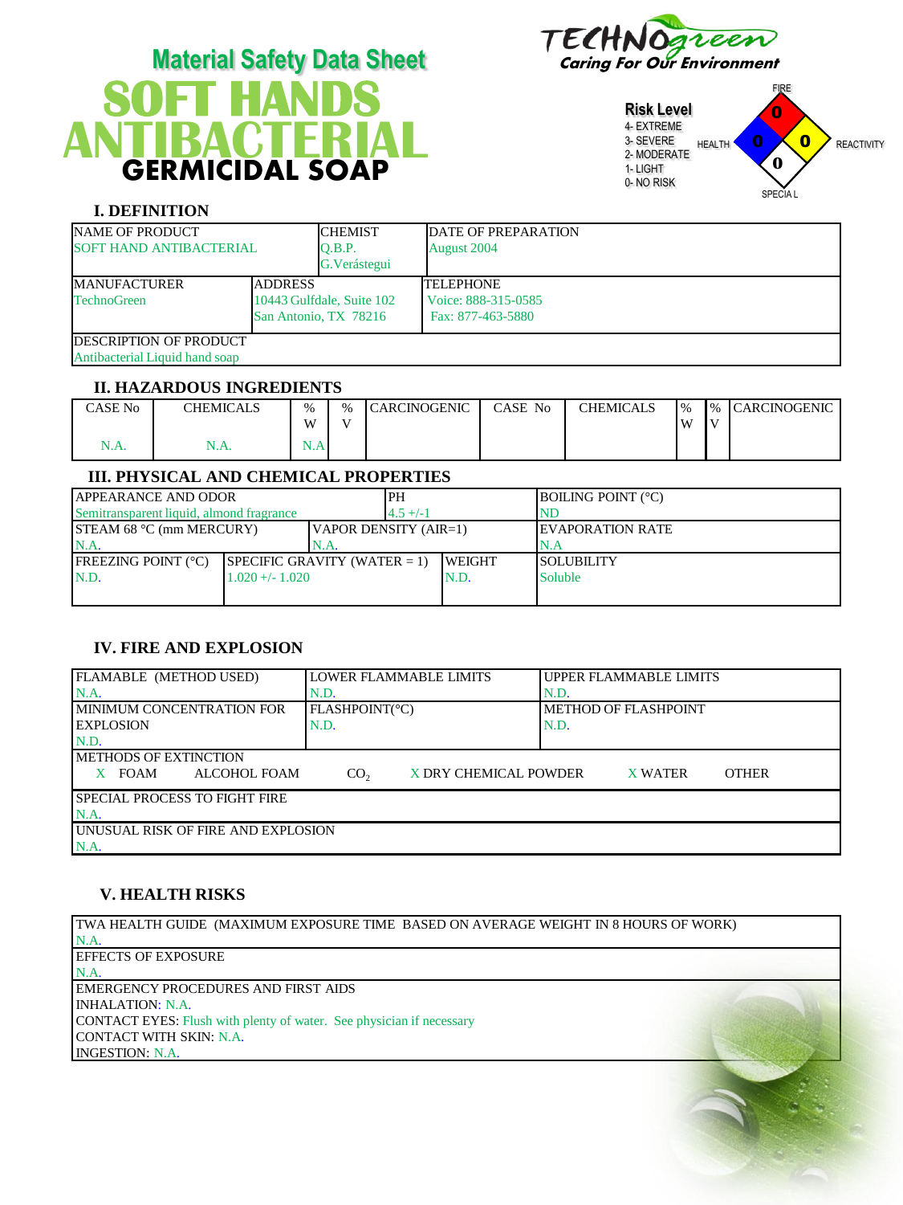# Material Safety Data Sheet

# SOFT HANDS ANTIBACTERIAL

## GERMICIDAL SOAP

TECHNOgreen
Caring For Our Environment

**Risk Level**
4- EXTREME
3- SEVERE
2- MODERATE
1- LIGHT
0- NO RISK

FIRE: 0
HEALTH: 0
REACTIVITY: 0
SPECIAL: 0

## I. DEFINITION

| NAME OF PRODUCT | CHEMIST | DATE OF PREPARATION |
|---|---|---|
| SOFT HAND ANTIBACTERIAL | Q.B.P. G.Verástegui | August 2004 |

| MANUFACTURER | ADDRESS | TELEPHONE |
|---|---|---|
| TechnoGreen | 10443 Gulfdale, Suite 102 San Antonio, TX 78216 | Voice: 888-315-0585 Fax: 877-463-5880 |

| DESCRIPTION OF PRODUCT |
|---|
| Antibacterial Liquid hand soap |

## II. HAZARDOUS INGREDIENTS

| CASE No | CHEMICALS | % W | % V | CARCINOGENIC | CASE No | CHEMICALS | % W | % V | CARCINOGENIC |
|---|---|---|---|---|---|---|---|---|---|
| N.A. | N.A. | N.A | | | | | | | |

## III. PHYSICAL AND CHEMICAL PROPERTIES

| APPEARANCE AND ODOR | PH | BOILING POINT (°C) |
|---|---|---|
| Semitransparent liquid, almond fragrance | 4.5 +/-1 | ND |

| STEAM 68 °C (mm MERCURY) | VAPOR DENSITY (AIR=1) | EVAPORATION RATE |
|---|---|---|
| N.A. | N.A. | N.A |

| FREEZING POINT (°C) | SPECIFIC GRAVITY (WATER = 1) | WEIGHT | SOLUBILITY |
|---|---|---|---|
| N.D. | 1.020 +/- 1.020 | N.D. | Soluble |

## IV. FIRE AND EXPLOSION

| FLAMABLE (METHOD USED) | LOWER FLAMMABLE LIMITS | UPPER FLAMMABLE LIMITS |
|---|---|---|
| N.A. | N.D. | N.D. |
| MINIMUM CONCENTRATION FOR EXPLOSION | FLASHPOINT(°C) | METHOD OF FLASHPOINT |
| N.D. | N.D. | N.D. |

METHODS OF EXTINCTION
X FOAM   ALCOHOL FOAM   $CO_2$   X DRY CHEMICAL POWDER   X WATER   OTHER

SPECIAL PROCESS TO FIGHT FIRE
N.A.

UNUSUAL RISK OF FIRE AND EXPLOSION
N.A.

## V. HEALTH RISKS

TWA HEALTH GUIDE (MAXIMUM EXPOSURE TIME BASED ON AVERAGE WEIGHT IN 8 HOURS OF WORK)
N.A.

EFFECTS OF EXPOSURE
N.A.

EMERGENCY PROCEDURES AND FIRST AIDS
INHALATION: N.A.
CONTACT EYES: Flush with plenty of water. See physician if necessary
CONTACT WITH SKIN: N.A.
INGESTION: N.A.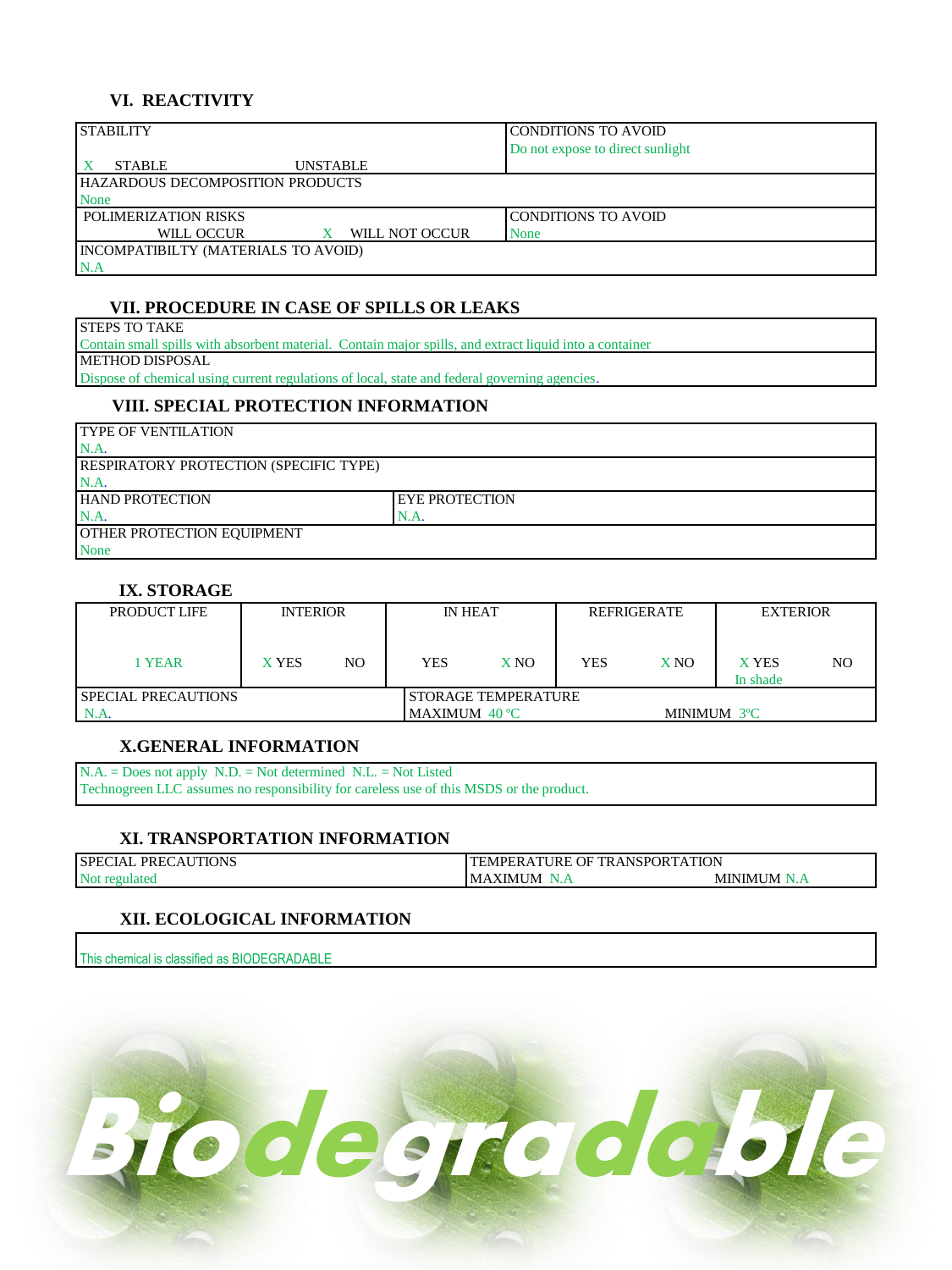## VI. REACTIVITY

| | |
|---|---|
| STABILITY<br>X STABLE UNSTABLE | CONDITIONS TO AVOID<br>Do not expose to direct sunlight |
| HAZARDOUS DECOMPOSITION PRODUCTS<br>None | |
| POLIMERIZATION RISKS<br>WILL OCCUR X WILL NOT OCCUR | CONDITIONS TO AVOID<br>None |
| INCOMPATIBILTY (MATERIALS TO AVOID)<br>N.A | |

## VII. PROCEDURE IN CASE OF SPILLS OR LEAKS

| |
|---|
| STEPS TO TAKE<br>Contain small spills with absorbent material. Contain major spills, and extract liquid into a container |
| METHOD DISPOSAL<br>Dispose of chemical using current regulations of local, state and federal governing agencies. |

## VIII. SPECIAL PROTECTION INFORMATION

| | |
|---|---|
| TYPE OF VENTILATION<br>N.A. | |
| RESPIRATORY PROTECTION (SPECIFIC TYPE)<br>N.A. | |
| HAND PROTECTION<br>N.A. | EYE PROTECTION<br>N.A. |
| OTHER PROTECTION EQUIPMENT<br>None | |

## IX. STORAGE

| PRODUCT LIFE | INTERIOR | | IN HEAT | | REFRIGERATE | | EXTERIOR | |
|---|---|---|---|---|---|---|---|---|
| 1 YEAR | X YES | NO | YES | X NO | YES | X NO | X YES<br>In shade | NO |
| SPECIAL PRECAUTIONS<br>N.A. | | | STORAGE TEMPERATURE<br>MAXIMUM 40 ºC | | | MINIMUM 3ºC | | |

## X.GENERAL INFORMATION

N.A. = Does not apply N.D. = Not determined N.L. = Not Listed
Technogreen LLC assumes no responsibility for careless use of this MSDS or the product.

## XI. TRANSPORTATION INFORMATION

| | |
|---|---|
| SPECIAL PRECAUTIONS<br>Not regulated | TEMPERATURE OF TRANSPORTATION<br>MAXIMUM N.A MINIMUM N.A |

## XII. ECOLOGICAL INFORMATION

This chemical is classified as BIODEGRADABLE

Biodegradable